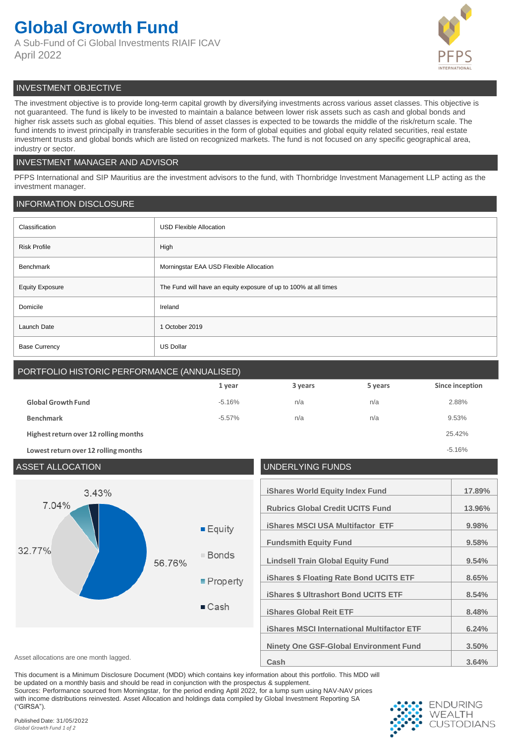# Global Growth Fund

A Sub-Fund of Ci Global Investments RIAIF ICAV
April 2022

PFPS INTERNATIONAL

## INVESTMENT OBJECTIVE

The investment objective is to provide long-term capital growth by diversifying investments across various asset classes. This objective is not guaranteed. The fund is likely to be invested to maintain a balance between lower risk assets such as cash and global bonds and higher risk assets such as global equities. This blend of asset classes is expected to be towards the middle of the risk/return scale. The fund intends to invest principally in transferable securities in the form of global equities and global equity related securities, real estate investment trusts and global bonds which are listed on recognized markets. The fund is not focused on any specific geographical area, industry or sector.

## INVESTMENT MANAGER AND ADVISOR

PFPS International and SIP Mauritius are the investment advisors to the fund, with Thornbridge Investment Management LLP acting as the investment manager.

## INFORMATION DISCLOSURE

| | |
|---|---|
| Classification | USD Flexible Allocation |
| Risk Profile | High |
| Benchmark | Morningstar EAA USD Flexible Allocation |
| Equity Exposure | The Fund will have an equity exposure of up to 100% at all times |
| Domicile | Ireland |
| Launch Date | 1 October 2019 |
| Base Currency | US Dollar |

## PORTFOLIO HISTORIC PERFORMANCE (ANNUALISED)

| | 1 year | 3 years | 5 years | Since inception |
|---|---|---|---|---|
| **Global Growth Fund** | -5.16% | n/a | n/a | 2.88% |
| **Benchmark** | -5.57% | n/a | n/a | 9.53% |
| **Highest return over 12 rolling months** | | | | 25.42% |
| **Lowest return over 12 rolling months** | | | | -5.16% |

## ASSET ALLOCATION

| Asset | Allocation |
|---|---|
| Equity | 56.76% |
| Bonds | 32.77% |
| Property | 7.04% |
| Cash | 3.43% |

Asset allocations are one month lagged.

## UNDERLYING FUNDS

| | |
|---|---|
| **iShares World Equity Index Fund** | **17.89%** |
| **Rubrics Global Credit UCITS Fund** | **13.96%** |
| **iShares MSCI USA Multifactor ETF** | **9.98%** |
| **Fundsmith Equity Fund** | **9.58%** |
| **Lindsell Train Global Equity Fund** | **9.54%** |
| **iShares $ Floating Rate Bond UCITS ETF** | **8.65%** |
| **iShares $ Ultrashort Bond UCITS ETF** | **8.54%** |
| **iShares Global Reit ETF** | **8.48%** |
| **iShares MSCI International Multifactor ETF** | **6.24%** |
| **Ninety One GSF-Global Environment Fund** | **3.50%** |
| **Cash** | **3.64%** |

This document is a Minimum Disclosure Document (MDD) which contains key information about this portfolio. This MDD will be updated on a monthly basis and should be read in conjunction with the prospectus & supplement.
Sources: Performance sourced from Morningstar, for the period ending Aptil 2022, for a lump sum using NAV-NAV prices with income distributions reinvested. Asset Allocation and holdings data compiled by Global Investment Reporting SA ("GIRSA").

Published Date: 31/05/2022

ENDURING WEALTH CUSTODIANS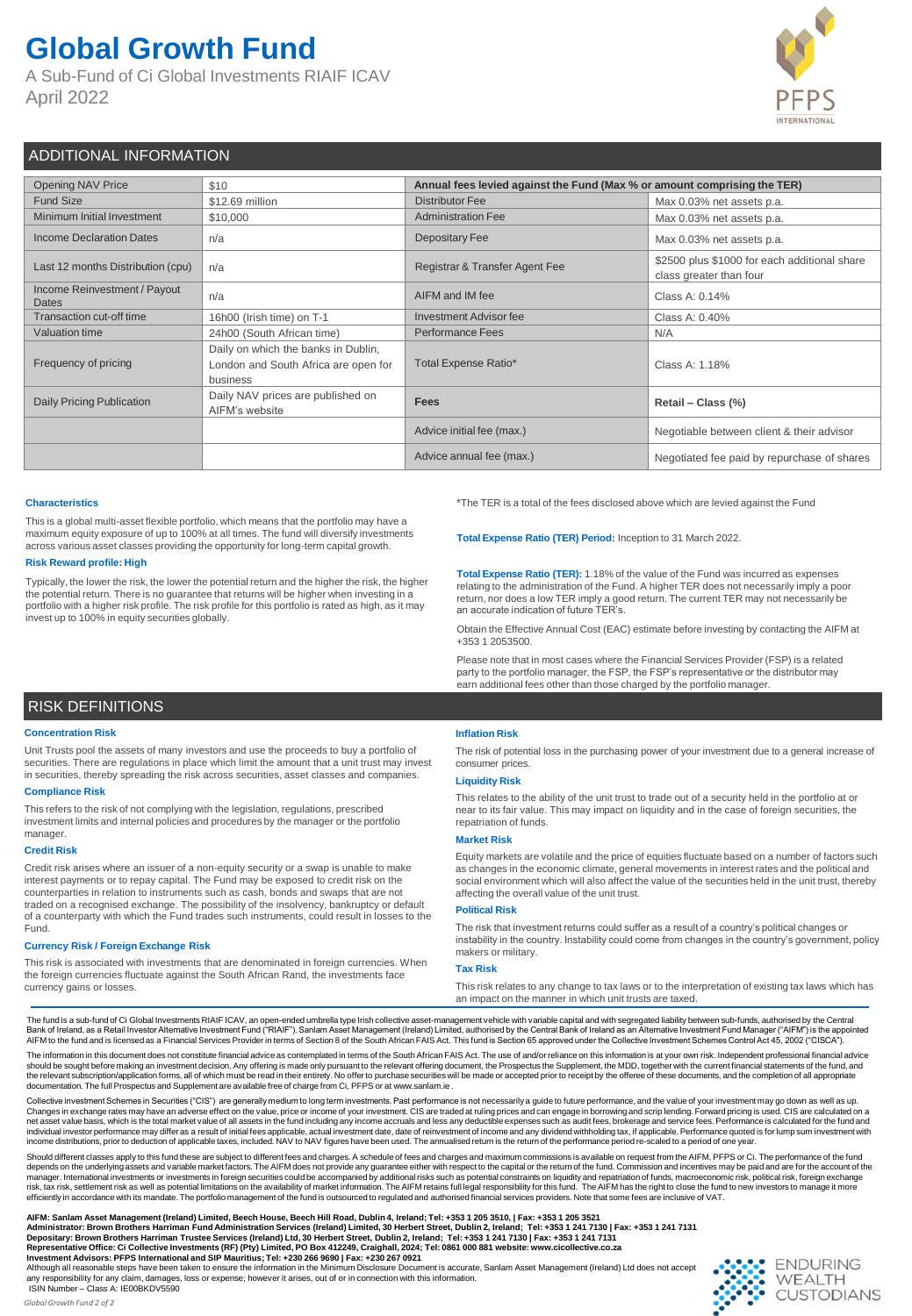# Global Growth Fund

A Sub-Fund of Ci Global Investments RIAIF ICAV
April 2022

## ADDITIONAL INFORMATION

| | | | |
|---|---|---|---|
| Opening NAV Price | $10 | **Annual fees levied against the Fund (Max % or amount comprising the TER)** | |
| Fund Size | $12.69 million | Distributor Fee | Max 0.03% net assets p.a. |
| Minimum Initial Investment | $10,000 | Administration Fee | Max 0.03% net assets p.a. |
| Income Declaration Dates | n/a | Depositary Fee | Max 0.03% net assets p.a. |
| Last 12 months Distribution (cpu) | n/a | Registrar & Transfer Agent Fee | $2500 plus $1000 for each additional share class greater than four |
| Income Reinvestment / Payout Dates | n/a | AIFM and IM fee | Class A: 0.14% |
| Transaction cut-off time | 16h00 (Irish time) on T-1 | Investment Advisor fee | Class A: 0.40% |
| Valuation time | 24h00 (South African time) | Performance Fees | N/A |
| Frequency of pricing | Daily on which the banks in Dublin, London and South Africa are open for business | Total Expense Ratio* | Class A: 1.18% |
| Daily Pricing Publication | Daily NAV prices are published on AIFM's website | **Fees** | **Retail – Class (%)** |
| | | Advice initial fee (max.) | Negotiable between client & their advisor |
| | | Advice annual fee (max.) | Negotiated fee paid by repurchase of shares |

### Characteristics

This is a global multi-asset flexible portfolio, which means that the portfolio may have a maximum equity exposure of up to 100% at all times. The fund will diversify investments across various asset classes providing the opportunity for long-term capital growth.

### Risk Reward profile: High

Typically, the lower the risk, the lower the potential return and the higher the risk, the higher the potential return. There is no guarantee that returns will be higher when investing in a portfolio with a higher risk profile. The risk profile for this portfolio is rated as high, as it may invest up to 100% in equity securities globally.

*The TER is a total of the fees disclosed above which are levied against the Fund

**Total Expense Ratio (TER) Period:** Inception to 31 March 2022.

**Total Expense Ratio (TER):** 1.18% of the value of the Fund was incurred as expenses relating to the administration of the Fund. A higher TER does not necessarily imply a poor return, nor does a low TER imply a good return. The current TER may not necessarily be an accurate indication of future TER's.

Obtain the Effective Annual Cost (EAC) estimate before investing by contacting the AIFM at +353 1 2053500.

Please note that in most cases where the Financial Services Provider (FSP) is a related party to the portfolio manager, the FSP, the FSP's representative or the distributor may earn additional fees other than those charged by the portfolio manager.

## RISK DEFINITIONS

### Concentration Risk

Unit Trusts pool the assets of many investors and use the proceeds to buy a portfolio of securities. There are regulations in place which limit the amount that a unit trust may invest in securities, thereby spreading the risk across securities, asset classes and companies.

### Compliance Risk

This refers to the risk of not complying with the legislation, regulations, prescribed investment limits and internal policies and procedures by the manager or the portfolio manager.

### Credit Risk

Credit risk arises where an issuer of a non-equity security or a swap is unable to make interest payments or to repay capital. The Fund may be exposed to credit risk on the counterparties in relation to instruments such as cash, bonds and swaps that are not traded on a recognised exchange. The possibility of the insolvency, bankruptcy or default of a counterparty with which the Fund trades such instruments, could result in losses to the Fund.

### Currency Risk / Foreign Exchange Risk

This risk is associated with investments that are denominated in foreign currencies. When the foreign currencies fluctuate against the South African Rand, the investments face currency gains or losses.

### Inflation Risk

The risk of potential loss in the purchasing power of your investment due to a general increase of consumer prices.

### Liquidity Risk

This relates to the ability of the unit trust to trade out of a security held in the portfolio at or near to its fair value. This may impact on liquidity and in the case of foreign securities, the repatriation of funds.

### Market Risk

Equity markets are volatile and the price of equities fluctuate based on a number of factors such as changes in the economic climate, general movements in interest rates and the political and social environment which will also affect the value of the securities held in the unit trust, thereby affecting the overall value of the unit trust.

### Political Risk

The risk that investment returns could suffer as a result of a country's political changes or instability in the country. Instability could come from changes in the country's government, policy makers or military.

### Tax Risk

This risk relates to any change to tax laws or to the interpretation of existing tax laws which has an impact on the manner in which unit trusts are taxed.

The fund is a sub-fund of Ci Global Investments RIAIF ICAV, an open-ended umbrella type Irish collective asset-management vehicle with variable capital and with segregated liability between sub-funds, authorised by the Central Bank of Ireland as a Retail Investor Alternative Investment Fund ("RIAIF"). Sanlam Asset Management (Ireland) Limited, authorised by the Central Bank of Ireland as an Alternative Investment Fund Manager ("AIFM") is the appointed AIFM to the fund and is licensed as a Financial Services Provider in terms of Section 8 of the South African FAIS Act. This fund is Section 65 approved under the Collective Investment Schemes Control Act 45, 2002 ("CISCA").

The information in this document does not constitute financial advice as contemplated in terms of the South African FAIS Act. The use of and/or reliance on this information is at your own risk. Independent professional financial advice should be sought before making an investment decision. Any offering is made only pursuant to the relevant offering document, the Prospectus the Supplement, the MDD, together with the current financial statements of the fund, and the relevant subscription/application forms, all of which must be read in their entirety. No offer to purchase securities will be made or accepted prior to receipt by the offeree of these documents, and the completion of all appropriate documentation. The full Prospectus and Supplement are available free of charge from Ci, PFPS or at www.sanlam.ie .

Collective investment Schemes in Securities ("CIS") are generally medium to long term investments. Past performance is not necessarily a guide to future performance, and the value of your investment may go down as well as up. Changes in exchange rates may have an adverse effect on the value, price or income of your investment. CIS are traded at ruling prices and can engage in borrowing and scrip lending. Forward pricing is used. CIS are calculated on a net asset value basis, which is the total market value of all assets in the fund including any income accruals and less any deductible expenses such as audit fees, brokerage and service fees. Performance is calculated for the fund and individual investor performance may differ as a result of initial fees applicable, actual investment date, date of reinvestment of income and any dividend withholding tax, if applicable. Performance quoted is for lump sum investment with income distributions, prior to deduction of applicable taxes, included. NAV to NAV figures have been used. The annualised return is the return of the performance period re-scaled to a period of one year.

Should different classes apply to this fund these are subject to different fees and charges. A schedule of fees and charges and maximum commissions is available on request from the AIFM, PFPS or Ci. The performance of the fund depends on the underlying assets and variable market factors. The AIFM does not provide any guarantee either with respect to the capital or the return of the fund. Commission and incentives may be paid and are for the account of the manager. International investments or investments in foreign securities could be accompanied by additional risks such as potential constraints on liquidity and repatriation of funds, macroeconomic risk, political risk, foreign exchange risk, tax risk, settlement risk as well as potential limitations on the availability of market information. The AIFM retains full legal responsibility for this fund. The AIFM has the right to close the fund to new investors to manage it more efficiently in accordance with its mandate. The portfolio management of the fund is outsourced to regulated and authorised financial services providers. Note that some fees are inclusive of VAT.

**AIFM: Sanlam Asset Management (Ireland) Limited, Beech House, Beech Hill Road, Dublin 4, Ireland; Tel: +353 1 205 3510, | Fax: +353 1 205 3521**
**Administrator: Brown Brothers Harriman Fund Administration Services (Ireland) Limited, 30 Herbert Street, Dublin 2, Ireland; Tel: +353 1 241 7130 | Fax: +353 1 241 7131**
**Depositary: Brown Brothers Harriman Trustee Services (Ireland) Ltd, 30 Herbert Street, Dublin 2, Ireland; Tel: +353 1 241 7130 | Fax: +353 1 241 7131**
**Representative Office: Ci Collective Investments (RF) (Pty) Ltd, PO Box 412249, Craighall, 2024; Tel: 0861 000 881 website: www.cicollective.co.za**
**Investment Advisors: PFPS International and SIP Mauritius; Tel: +230 266 9690 | Fax: +230 267 0921**
Although all reasonable steps have been taken to ensure the information in the Minimum Disclosure Document is accurate, Sanlam Asset Management (Ireland) Ltd does not accept any responsibility for any claim, damages, loss or expense; however it arises, out of or in connection with this information.
ISIN Number – Class A: IE00BKDV5590

ENDURING WEALTH CUSTODIANS